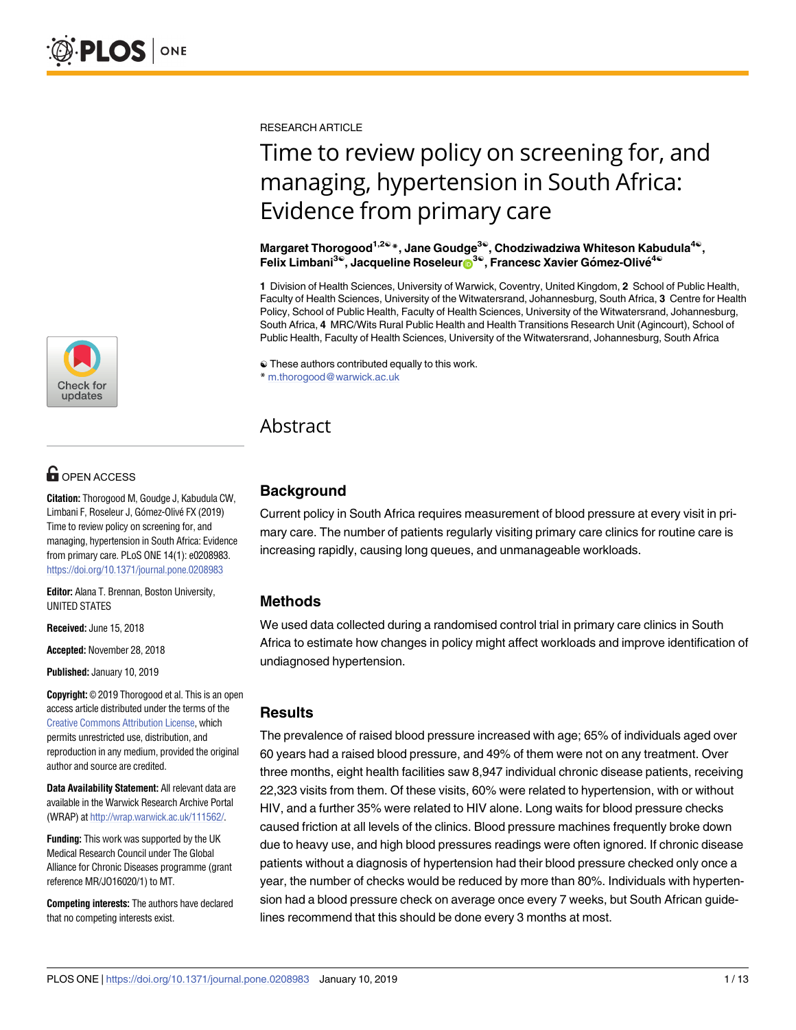RESEARCH ARTICLE

# Time to review policy on screening for, and managing, hypertension in South Africa: Evidence from primary care

**Margaret Thorogood[1,2☯]*, Jane Goudge[3☯], Chodziwadziwa Whiteson Kabudula[4☯], Felix Limbani[3☯], Jacqueline Roseleur[3☯], Francesc Xavier Gómez-Olivé[4☯]**

**1** Division of Health Sciences, University of Warwick, Coventry, United Kingdom, **2** School of Public Health, Faculty of Health Sciences, University of the Witwatersrand, Johannesburg, South Africa, **3** Centre for Health Policy, School of Public Health, Faculty of Health Sciences, University of the Witwatersrand, Johannesburg, South Africa, **4** MRC/Wits Rural Public Health and Health Transitions Research Unit (Agincourt), School of Public Health, Faculty of Health Sciences, University of the Witwatersrand, Johannesburg, South Africa

☯ These authors contributed equally to this work.
* m.thorogood@warwick.ac.uk

OPEN ACCESS

**Citation:** Thorogood M, Goudge J, Kabudula CW, Limbani F, Roseleur J, Gómez-Olivé FX (2019) Time to review policy on screening for, and managing, hypertension in South Africa: Evidence from primary care. PLoS ONE 14(1): e0208983. https://doi.org/10.1371/journal.pone.0208983

**Editor:** Alana T. Brennan, Boston University, UNITED STATES

**Received:** June 15, 2018

**Accepted:** November 28, 2018

**Published:** January 10, 2019

**Copyright:** © 2019 Thorogood et al. This is an open access article distributed under the terms of the Creative Commons Attribution License, which permits unrestricted use, distribution, and reproduction in any medium, provided the original author and source are credited.

**Data Availability Statement:** All relevant data are available in the Warwick Research Archive Portal (WRAP) at http://wrap.warwick.ac.uk/111562/.

**Funding:** This work was supported by the UK Medical Research Council under The Global Alliance for Chronic Diseases programme (grant reference MR/JO16020/1) to MT.

**Competing interests:** The authors have declared that no competing interests exist.

## Abstract

### Background

Current policy in South Africa requires measurement of blood pressure at every visit in primary care. The number of patients regularly visiting primary care clinics for routine care is increasing rapidly, causing long queues, and unmanageable workloads.

### Methods

We used data collected during a randomised control trial in primary care clinics in South Africa to estimate how changes in policy might affect workloads and improve identification of undiagnosed hypertension.

### Results

The prevalence of raised blood pressure increased with age; 65% of individuals aged over 60 years had a raised blood pressure, and 49% of them were not on any treatment. Over three months, eight health facilities saw 8,947 individual chronic disease patients, receiving 22,323 visits from them. Of these visits, 60% were related to hypertension, with or without HIV, and a further 35% were related to HIV alone. Long waits for blood pressure checks caused friction at all levels of the clinics. Blood pressure machines frequently broke down due to heavy use, and high blood pressures readings were often ignored. If chronic disease patients without a diagnosis of hypertension had their blood pressure checked only once a year, the number of checks would be reduced by more than 80%. Individuals with hypertension had a blood pressure check on average once every 7 weeks, but South African guidelines recommend that this should be done every 3 months at most.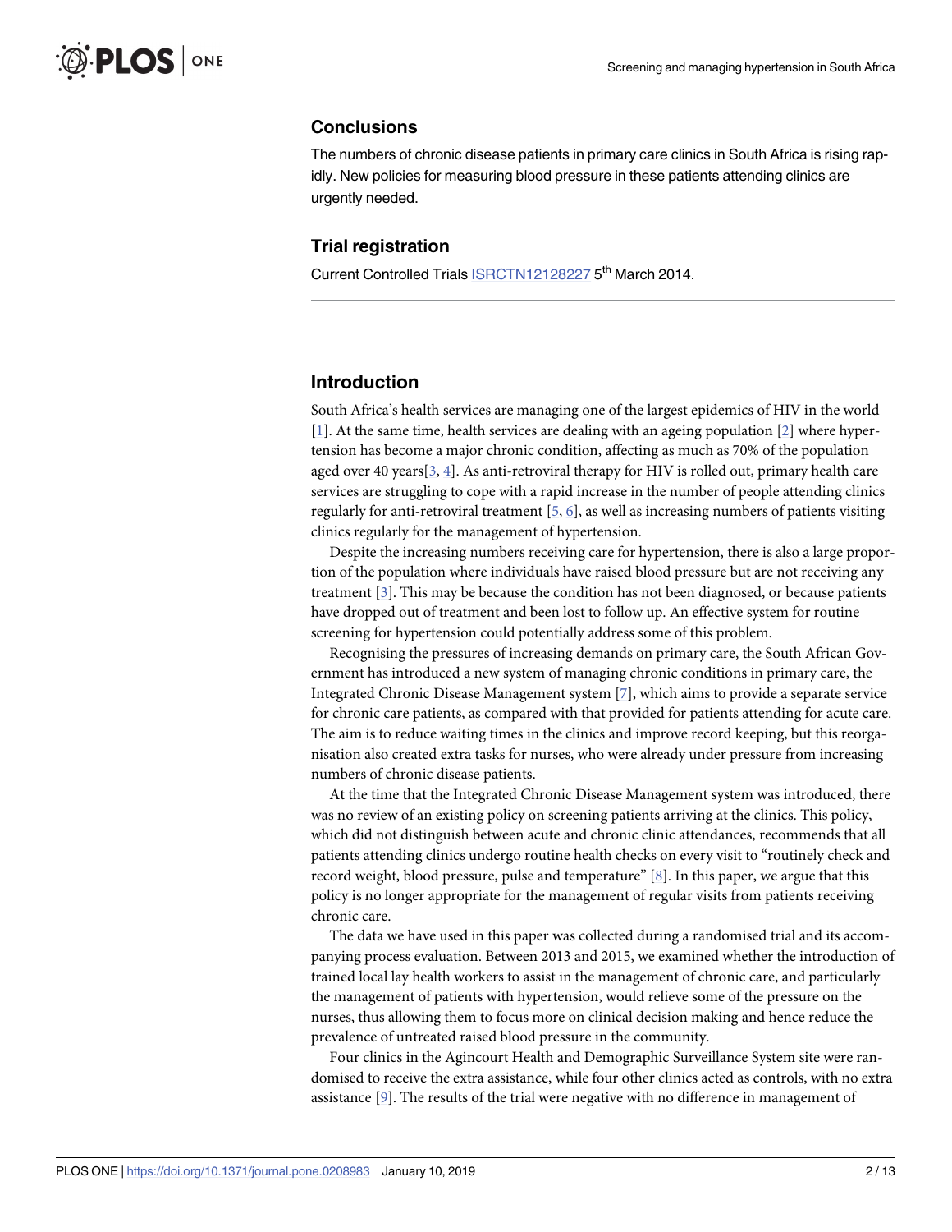## Conclusions

The numbers of chronic disease patients in primary care clinics in South Africa is rising rapidly. New policies for measuring blood pressure in these patients attending clinics are urgently needed.

## Trial registration

Current Controlled Trials ISRCTN12128227 5th March 2014.

## Introduction

South Africa's health services are managing one of the largest epidemics of HIV in the world [1]. At the same time, health services are dealing with an ageing population [2] where hypertension has become a major chronic condition, affecting as much as 70% of the population aged over 40 years[3, 4]. As anti-retroviral therapy for HIV is rolled out, primary health care services are struggling to cope with a rapid increase in the number of people attending clinics regularly for anti-retroviral treatment [5, 6], as well as increasing numbers of patients visiting clinics regularly for the management of hypertension.

Despite the increasing numbers receiving care for hypertension, there is also a large proportion of the population where individuals have raised blood pressure but are not receiving any treatment [3]. This may be because the condition has not been diagnosed, or because patients have dropped out of treatment and been lost to follow up. An effective system for routine screening for hypertension could potentially address some of this problem.

Recognising the pressures of increasing demands on primary care, the South African Government has introduced a new system of managing chronic conditions in primary care, the Integrated Chronic Disease Management system [7], which aims to provide a separate service for chronic care patients, as compared with that provided for patients attending for acute care. The aim is to reduce waiting times in the clinics and improve record keeping, but this reorganisation also created extra tasks for nurses, who were already under pressure from increasing numbers of chronic disease patients.

At the time that the Integrated Chronic Disease Management system was introduced, there was no review of an existing policy on screening patients arriving at the clinics. This policy, which did not distinguish between acute and chronic clinic attendances, recommends that all patients attending clinics undergo routine health checks on every visit to "routinely check and record weight, blood pressure, pulse and temperature" [8]. In this paper, we argue that this policy is no longer appropriate for the management of regular visits from patients receiving chronic care.

The data we have used in this paper was collected during a randomised trial and its accompanying process evaluation. Between 2013 and 2015, we examined whether the introduction of trained local lay health workers to assist in the management of chronic care, and particularly the management of patients with hypertension, would relieve some of the pressure on the nurses, thus allowing them to focus more on clinical decision making and hence reduce the prevalence of untreated raised blood pressure in the community.

Four clinics in the Agincourt Health and Demographic Surveillance System site were randomised to receive the extra assistance, while four other clinics acted as controls, with no extra assistance [9]. The results of the trial were negative with no difference in management of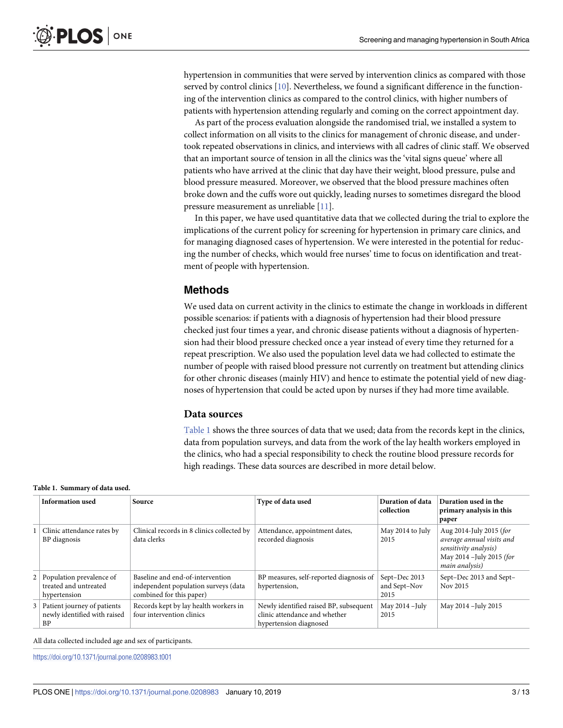hypertension in communities that were served by intervention clinics as compared with those served by control clinics [10]. Nevertheless, we found a significant difference in the functioning of the intervention clinics as compared to the control clinics, with higher numbers of patients with hypertension attending regularly and coming on the correct appointment day.

As part of the process evaluation alongside the randomised trial, we installed a system to collect information on all visits to the clinics for management of chronic disease, and undertook repeated observations in clinics, and interviews with all cadres of clinic staff. We observed that an important source of tension in all the clinics was the 'vital signs queue' where all patients who have arrived at the clinic that day have their weight, blood pressure, pulse and blood pressure measured. Moreover, we observed that the blood pressure machines often broke down and the cuffs wore out quickly, leading nurses to sometimes disregard the blood pressure measurement as unreliable [11].

In this paper, we have used quantitative data that we collected during the trial to explore the implications of the current policy for screening for hypertension in primary care clinics, and for managing diagnosed cases of hypertension. We were interested in the potential for reducing the number of checks, which would free nurses' time to focus on identification and treatment of people with hypertension.

## Methods

We used data on current activity in the clinics to estimate the change in workloads in different possible scenarios: if patients with a diagnosis of hypertension had their blood pressure checked just four times a year, and chronic disease patients without a diagnosis of hypertension had their blood pressure checked once a year instead of every time they returned for a repeat prescription. We also used the population level data we had collected to estimate the number of people with raised blood pressure not currently on treatment but attending clinics for other chronic diseases (mainly HIV) and hence to estimate the potential yield of new diagnoses of hypertension that could be acted upon by nurses if they had more time available.

### Data sources

Table 1 shows the three sources of data that we used; data from the records kept in the clinics, data from population surveys, and data from the work of the lay health workers employed in the clinics, who had a special responsibility to check the routine blood pressure records for high readings. These data sources are described in more detail below.

**Table 1. Summary of data used.**

| | Information used | Source | Type of data used | Duration of data collection | Duration used in the primary analysis in this paper |
|---|---|---|---|---|---|
| 1 | Clinic attendance rates by BP diagnosis | Clinical records in 8 clinics collected by data clerks | Attendance, appointment dates, recorded diagnosis | May 2014 to July 2015 | Aug 2014-July 2015 (*for average annual visits and sensitivity analysis*) May 2014 –July 2015 (*for main analysis*) |
| 2 | Population prevalence of treated and untreated hypertension | Baseline and end-of-intervention independent population surveys (data combined for this paper) | BP measures, self-reported diagnosis of hypertension, | Sept–Dec 2013 and Sept–Nov 2015 | Sept–Dec 2013 and Sept–Nov 2015 |
| 3 | Patient journey of patients newly identified with raised BP | Records kept by lay health workers in four intervention clinics | Newly identified raised BP, subsequent clinic attendance and whether hypertension diagnosed | May 2014 –July 2015 | May 2014 –July 2015 |

All data collected included age and sex of participants.

https://doi.org/10.1371/journal.pone.0208983.t001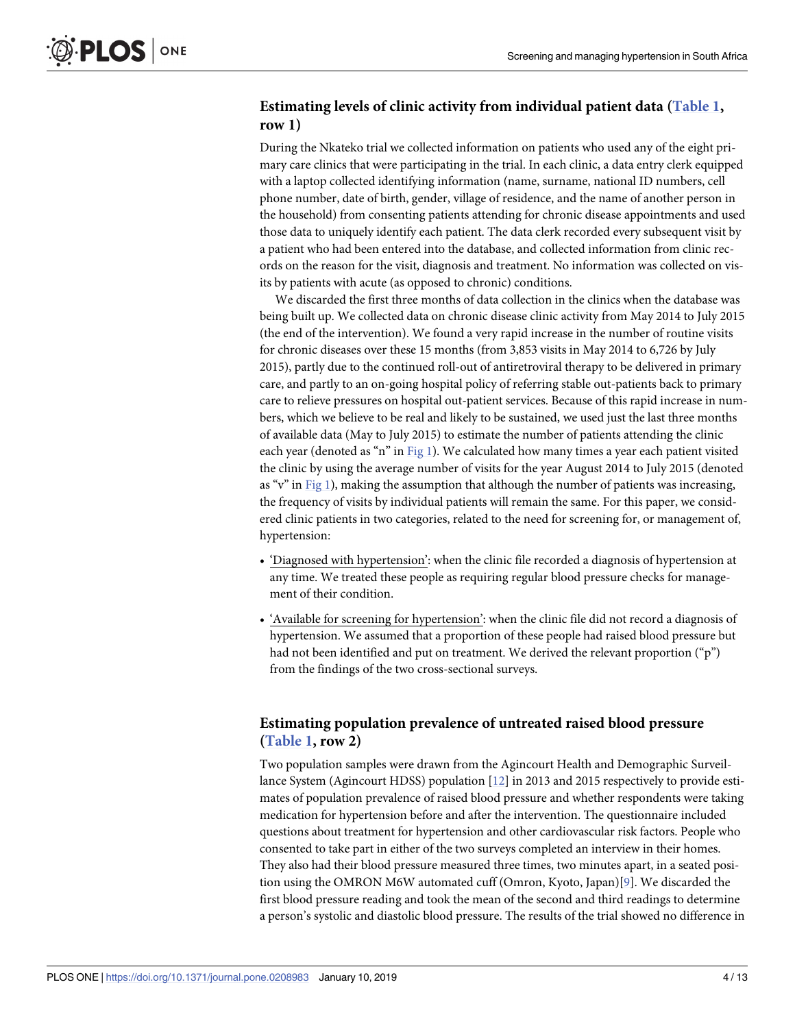## Estimating levels of clinic activity from individual patient data (Table 1, row 1)

During the Nkateko trial we collected information on patients who used any of the eight primary care clinics that were participating in the trial. In each clinic, a data entry clerk equipped with a laptop collected identifying information (name, surname, national ID numbers, cell phone number, date of birth, gender, village of residence, and the name of another person in the household) from consenting patients attending for chronic disease appointments and used those data to uniquely identify each patient. The data clerk recorded every subsequent visit by a patient who had been entered into the database, and collected information from clinic records on the reason for the visit, diagnosis and treatment. No information was collected on visits by patients with acute (as opposed to chronic) conditions.

We discarded the first three months of data collection in the clinics when the database was being built up. We collected data on chronic disease clinic activity from May 2014 to July 2015 (the end of the intervention). We found a very rapid increase in the number of routine visits for chronic diseases over these 15 months (from 3,853 visits in May 2014 to 6,726 by July 2015), partly due to the continued roll-out of antiretroviral therapy to be delivered in primary care, and partly to an on-going hospital policy of referring stable out-patients back to primary care to relieve pressures on hospital out-patient services. Because of this rapid increase in numbers, which we believe to be real and likely to be sustained, we used just the last three months of available data (May to July 2015) to estimate the number of patients attending the clinic each year (denoted as "n" in Fig 1). We calculated how many times a year each patient visited the clinic by using the average number of visits for the year August 2014 to July 2015 (denoted as "v" in Fig 1), making the assumption that although the number of patients was increasing, the frequency of visits by individual patients will remain the same. For this paper, we considered clinic patients in two categories, related to the need for screening for, or management of, hypertension:

- 'Diagnosed with hypertension': when the clinic file recorded a diagnosis of hypertension at any time. We treated these people as requiring regular blood pressure checks for management of their condition.
- 'Available for screening for hypertension': when the clinic file did not record a diagnosis of hypertension. We assumed that a proportion of these people had raised blood pressure but had not been identified and put on treatment. We derived the relevant proportion ("p") from the findings of the two cross-sectional surveys.

## Estimating population prevalence of untreated raised blood pressure (Table 1, row 2)

Two population samples were drawn from the Agincourt Health and Demographic Surveillance System (Agincourt HDSS) population [12] in 2013 and 2015 respectively to provide estimates of population prevalence of raised blood pressure and whether respondents were taking medication for hypertension before and after the intervention. The questionnaire included questions about treatment for hypertension and other cardiovascular risk factors. People who consented to take part in either of the two surveys completed an interview in their homes. They also had their blood pressure measured three times, two minutes apart, in a seated position using the OMRON M6W automated cuff (Omron, Kyoto, Japan)[9]. We discarded the first blood pressure reading and took the mean of the second and third readings to determine a person's systolic and diastolic blood pressure. The results of the trial showed no difference in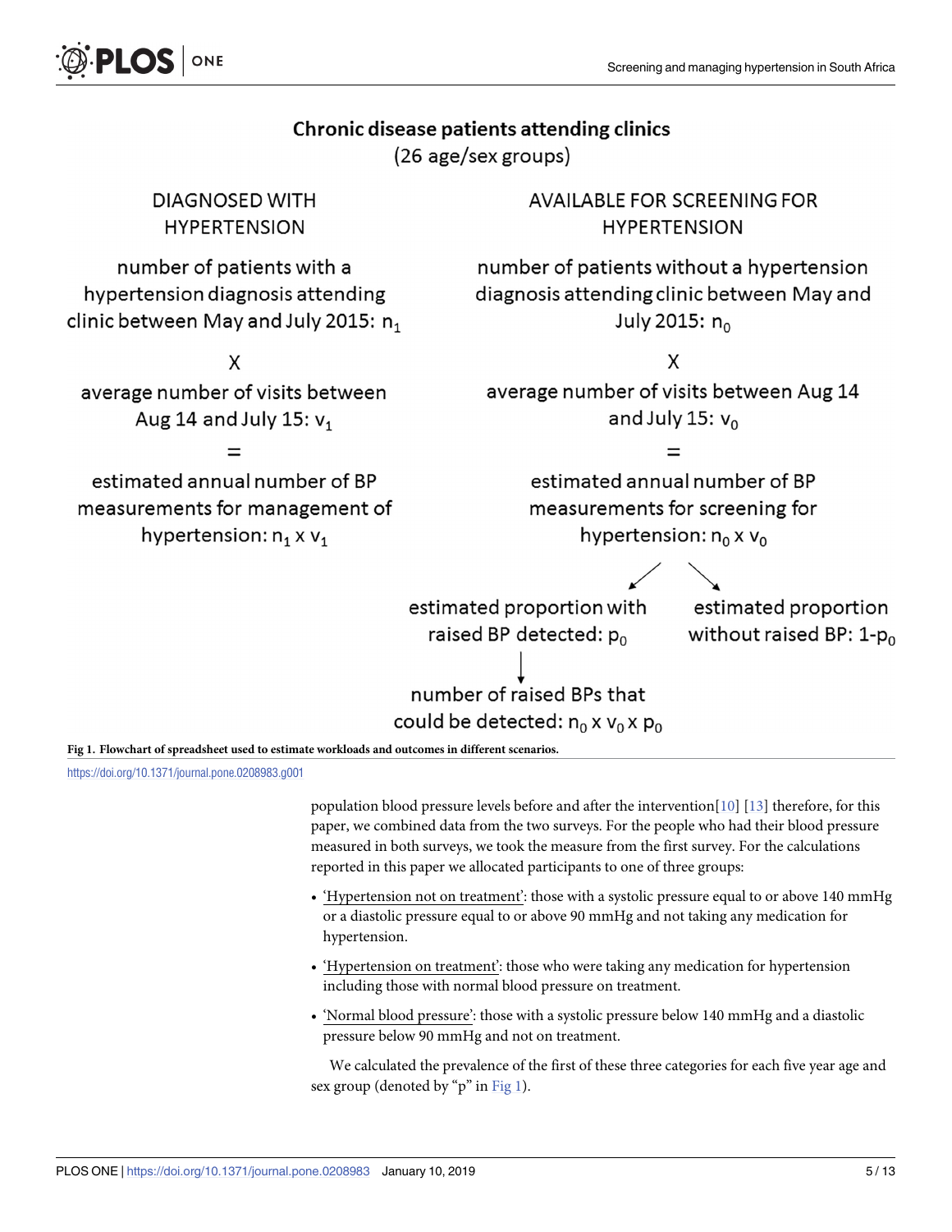**Chronic disease patients attending clinics**
(26 age/sex groups)

| DIAGNOSED WITH HYPERTENSION | AVAILABLE FOR SCREENING FOR HYPERTENSION |
|---|---|
| number of patients with a hypertension diagnosis attending clinic between May and July 2015: $n_1$ | number of patients without a hypertension diagnosis attending clinic between May and July 2015: $n_0$ |
| X | X |
| average number of visits between Aug 14 and July 15: $v_1$ | average number of visits between Aug 14 and July 15: $v_0$ |
| = | = |
| estimated annual number of BP measurements for management of hypertension: $n_1 \times v_1$ | estimated annual number of BP measurements for screening for hypertension: $n_0 \times v_0$ |

From the estimated annual number of BP measurements for screening for hypertension ($n_0 \times v_0$):

- estimated proportion with raised BP detected: $p_0$
  - → number of raised BPs that could be detected: $n_0 \times v_0 \times p_0$
- estimated proportion without raised BP: $1\text{-}p_0$

**Fig 1. Flowchart of spreadsheet used to estimate workloads and outcomes in different scenarios.**

https://doi.org/10.1371/journal.pone.0208983.g001

population blood pressure levels before and after the intervention[10] [13] therefore, for this paper, we combined data from the two surveys. For the people who had their blood pressure measured in both surveys, we took the measure from the first survey. For the calculations reported in this paper we allocated participants to one of three groups:

- 'Hypertension not on treatment': those with a systolic pressure equal to or above 140 mmHg or a diastolic pressure equal to or above 90 mmHg and not taking any medication for hypertension.
- 'Hypertension on treatment': those who were taking any medication for hypertension including those with normal blood pressure on treatment.
- 'Normal blood pressure': those with a systolic pressure below 140 mmHg and a diastolic pressure below 90 mmHg and not on treatment.

We calculated the prevalence of the first of these three categories for each five year age and sex group (denoted by "p" in Fig 1).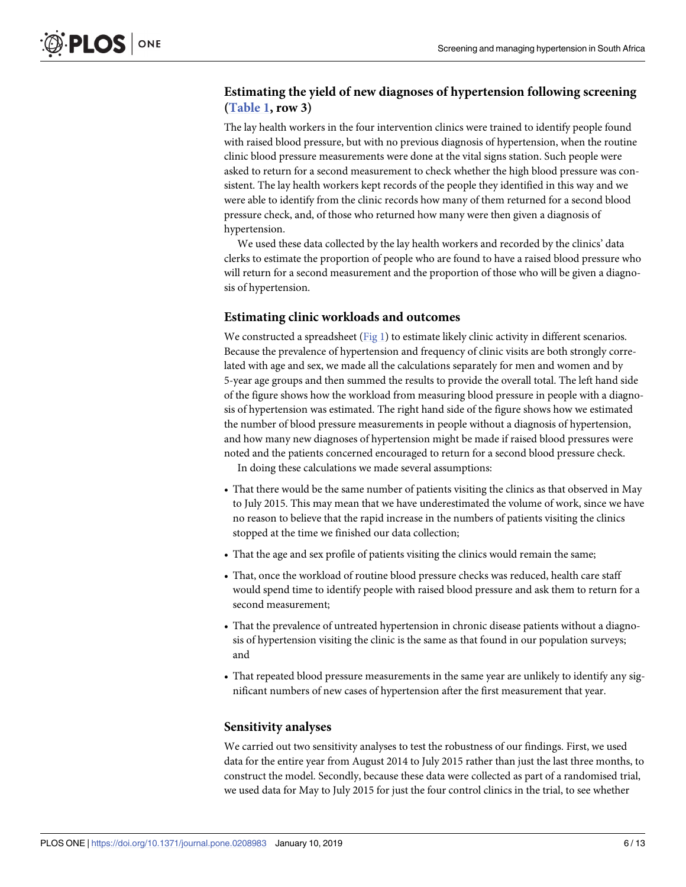### Estimating the yield of new diagnoses of hypertension following screening (Table 1, row 3)

The lay health workers in the four intervention clinics were trained to identify people found with raised blood pressure, but with no previous diagnosis of hypertension, when the routine clinic blood pressure measurements were done at the vital signs station. Such people were asked to return for a second measurement to check whether the high blood pressure was consistent. The lay health workers kept records of the people they identified in this way and we were able to identify from the clinic records how many of them returned for a second blood pressure check, and, of those who returned how many were then given a diagnosis of hypertension.

We used these data collected by the lay health workers and recorded by the clinics' data clerks to estimate the proportion of people who are found to have a raised blood pressure who will return for a second measurement and the proportion of those who will be given a diagnosis of hypertension.

### Estimating clinic workloads and outcomes

We constructed a spreadsheet (Fig 1) to estimate likely clinic activity in different scenarios. Because the prevalence of hypertension and frequency of clinic visits are both strongly correlated with age and sex, we made all the calculations separately for men and women and by 5-year age groups and then summed the results to provide the overall total. The left hand side of the figure shows how the workload from measuring blood pressure in people with a diagnosis of hypertension was estimated. The right hand side of the figure shows how we estimated the number of blood pressure measurements in people without a diagnosis of hypertension, and how many new diagnoses of hypertension might be made if raised blood pressures were noted and the patients concerned encouraged to return for a second blood pressure check.

In doing these calculations we made several assumptions:

- That there would be the same number of patients visiting the clinics as that observed in May to July 2015. This may mean that we have underestimated the volume of work, since we have no reason to believe that the rapid increase in the numbers of patients visiting the clinics stopped at the time we finished our data collection;
- That the age and sex profile of patients visiting the clinics would remain the same;
- That, once the workload of routine blood pressure checks was reduced, health care staff would spend time to identify people with raised blood pressure and ask them to return for a second measurement;
- That the prevalence of untreated hypertension in chronic disease patients without a diagnosis of hypertension visiting the clinic is the same as that found in our population surveys; and
- That repeated blood pressure measurements in the same year are unlikely to identify any significant numbers of new cases of hypertension after the first measurement that year.

### Sensitivity analyses

We carried out two sensitivity analyses to test the robustness of our findings. First, we used data for the entire year from August 2014 to July 2015 rather than just the last three months, to construct the model. Secondly, because these data were collected as part of a randomised trial, we used data for May to July 2015 for just the four control clinics in the trial, to see whether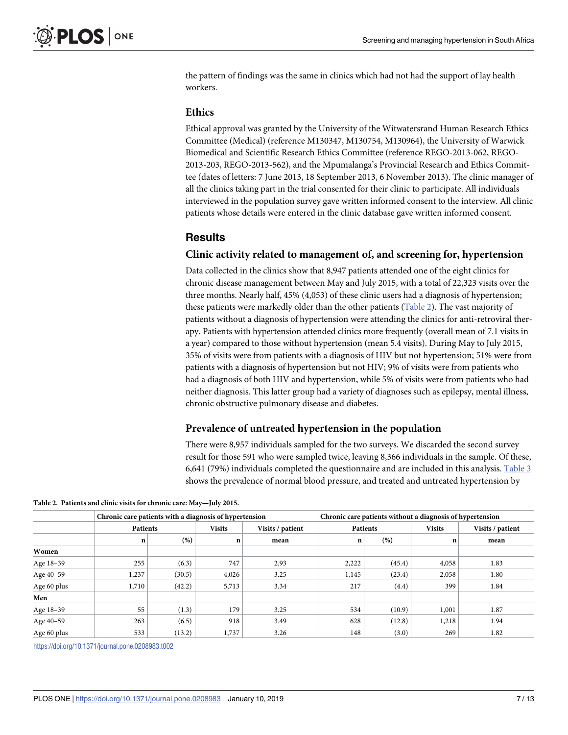the pattern of findings was the same in clinics which had not had the support of lay health workers.

### Ethics

Ethical approval was granted by the University of the Witwatersrand Human Research Ethics Committee (Medical) (reference M130347, M130754, M130964), the University of Warwick Biomedical and Scientific Research Ethics Committee (reference REGO-2013-062, REGO-2013-203, REGO-2013-562), and the Mpumalanga's Provincial Research and Ethics Committee (dates of letters: 7 June 2013, 18 September 2013, 6 November 2013). The clinic manager of all the clinics taking part in the trial consented for their clinic to participate. All individuals interviewed in the population survey gave written informed consent to the interview. All clinic patients whose details were entered in the clinic database gave written informed consent.

## Results

### Clinic activity related to management of, and screening for, hypertension

Data collected in the clinics show that 8,947 patients attended one of the eight clinics for chronic disease management between May and July 2015, with a total of 22,323 visits over the three months. Nearly half, 45% (4,053) of these clinic users had a diagnosis of hypertension; these patients were markedly older than the other patients (Table 2). The vast majority of patients without a diagnosis of hypertension were attending the clinics for anti-retroviral therapy. Patients with hypertension attended clinics more frequently (overall mean of 7.1 visits in a year) compared to those without hypertension (mean 5.4 visits). During May to July 2015, 35% of visits were from patients with a diagnosis of HIV but not hypertension; 51% were from patients with a diagnosis of hypertension but not HIV; 9% of visits were from patients who had a diagnosis of both HIV and hypertension, while 5% of visits were from patients who had neither diagnosis. This latter group had a variety of diagnoses such as epilepsy, mental illness, chronic obstructive pulmonary disease and diabetes.

### Prevalence of untreated hypertension in the population

There were 8,957 individuals sampled for the two surveys. We discarded the second survey result for those 591 who were sampled twice, leaving 8,366 individuals in the sample. Of these, 6,641 (79%) individuals completed the questionnaire and are included in this analysis. Table 3 shows the prevalence of normal blood pressure, and treated and untreated hypertension by

**Table 2. Patients and clinic visits for chronic care: May—July 2015.**

| | Chronic care patients with a diagnosis of hypertension | | | | Chronic care patients without a diagnosis of hypertension | | | |
|---|---|---|---|---|---|---|---|---|
| | Patients | | Visits | Visits / patient | Patients | | Visits | Visits / patient |
| | n | (%) | n | mean | n | (%) | n | mean |
| **Women** | | | | | | | | |
| Age 18–39 | 255 | (6.3) | 747 | 2.93 | 2,222 | (45.4) | 4,058 | 1.83 |
| Age 40–59 | 1,237 | (30.5) | 4,026 | 3.25 | 1,145 | (23.4) | 2,058 | 1.80 |
| Age 60 plus | 1,710 | (42.2) | 5,713 | 3.34 | 217 | (4.4) | 399 | 1.84 |
| **Men** | | | | | | | | |
| Age 18–39 | 55 | (1.3) | 179 | 3.25 | 534 | (10.9) | 1,001 | 1.87 |
| Age 40–59 | 263 | (6.5) | 918 | 3.49 | 628 | (12.8) | 1,218 | 1.94 |
| Age 60 plus | 533 | (13.2) | 1,737 | 3.26 | 148 | (3.0) | 269 | 1.82 |

https://doi.org/10.1371/journal.pone.0208983.t002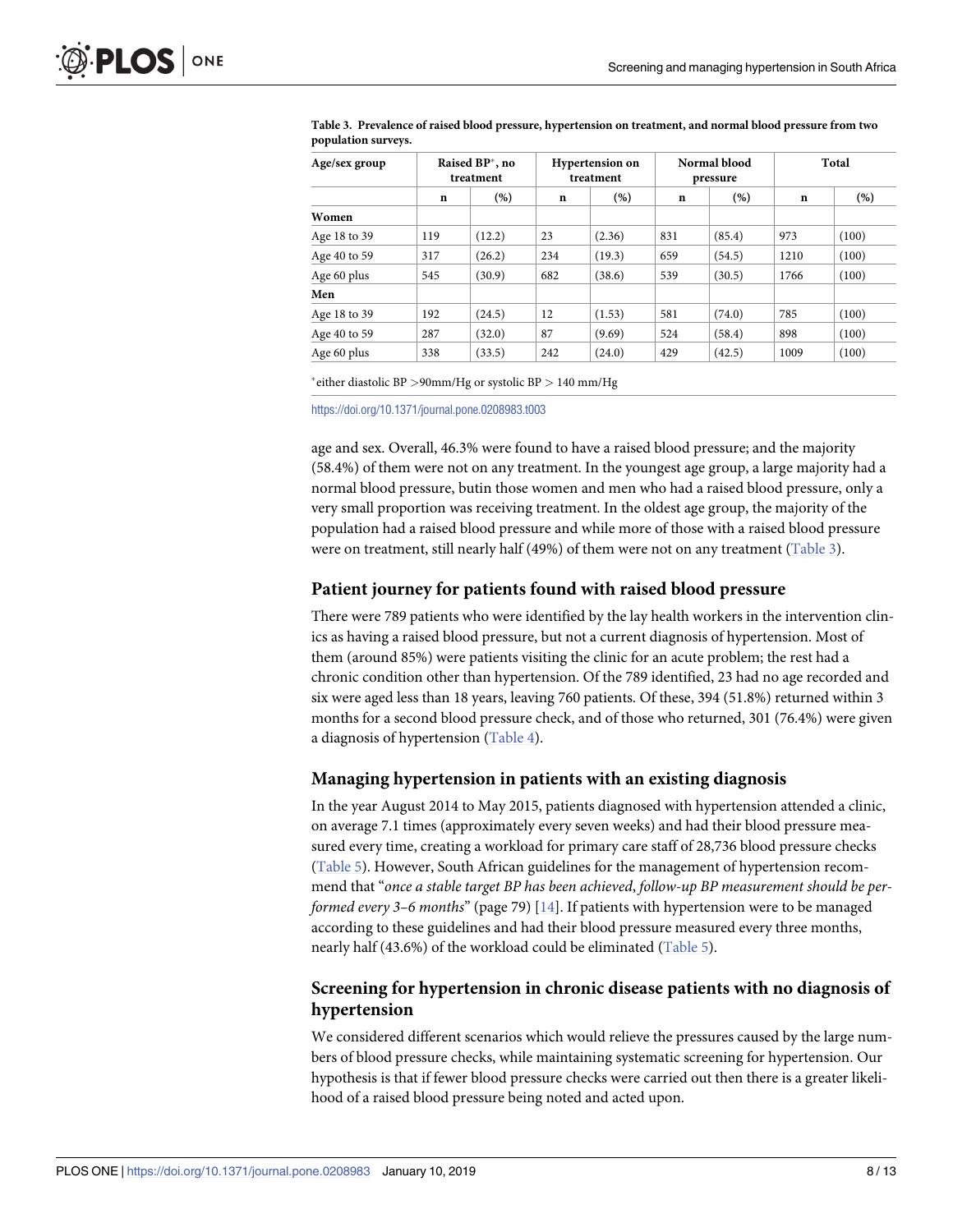**Table 3. Prevalence of raised blood pressure, hypertension on treatment, and normal blood pressure from two population surveys.**

| Age/sex group | Raised BP*, no treatment | | Hypertension on treatment | | Normal blood pressure | | Total | |
|---|---|---|---|---|---|---|---|---|
| | n | (%) | n | (%) | n | (%) | n | (%) |
| **Women** | | | | | | | | |
| Age 18 to 39 | 119 | (12.2) | 23 | (2.36) | 831 | (85.4) | 973 | (100) |
| Age 40 to 59 | 317 | (26.2) | 234 | (19.3) | 659 | (54.5) | 1210 | (100) |
| Age 60 plus | 545 | (30.9) | 682 | (38.6) | 539 | (30.5) | 1766 | (100) |
| **Men** | | | | | | | | |
| Age 18 to 39 | 192 | (24.5) | 12 | (1.53) | 581 | (74.0) | 785 | (100) |
| Age 40 to 59 | 287 | (32.0) | 87 | (9.69) | 524 | (58.4) | 898 | (100) |
| Age 60 plus | 338 | (33.5) | 242 | (24.0) | 429 | (42.5) | 1009 | (100) |

*either diastolic BP >90mm/Hg or systolic BP > 140 mm/Hg

https://doi.org/10.1371/journal.pone.0208983.t003

age and sex. Overall, 46.3% were found to have a raised blood pressure; and the majority (58.4%) of them were not on any treatment. In the youngest age group, a large majority had a normal blood pressure, butin those women and men who had a raised blood pressure, only a very small proportion was receiving treatment. In the oldest age group, the majority of the population had a raised blood pressure and while more of those with a raised blood pressure were on treatment, still nearly half (49%) of them were not on any treatment (Table 3).

## Patient journey for patients found with raised blood pressure

There were 789 patients who were identified by the lay health workers in the intervention clinics as having a raised blood pressure, but not a current diagnosis of hypertension. Most of them (around 85%) were patients visiting the clinic for an acute problem; the rest had a chronic condition other than hypertension. Of the 789 identified, 23 had no age recorded and six were aged less than 18 years, leaving 760 patients. Of these, 394 (51.8%) returned within 3 months for a second blood pressure check, and of those who returned, 301 (76.4%) were given a diagnosis of hypertension (Table 4).

## Managing hypertension in patients with an existing diagnosis

In the year August 2014 to May 2015, patients diagnosed with hypertension attended a clinic, on average 7.1 times (approximately every seven weeks) and had their blood pressure measured every time, creating a workload for primary care staff of 28,736 blood pressure checks (Table 5). However, South African guidelines for the management of hypertension recommend that "*once a stable target BP has been achieved, follow-up BP measurement should be performed every 3–6 months*" (page 79) [14]. If patients with hypertension were to be managed according to these guidelines and had their blood pressure measured every three months, nearly half (43.6%) of the workload could be eliminated (Table 5).

## Screening for hypertension in chronic disease patients with no diagnosis of hypertension

We considered different scenarios which would relieve the pressures caused by the large numbers of blood pressure checks, while maintaining systematic screening for hypertension. Our hypothesis is that if fewer blood pressure checks were carried out then there is a greater likelihood of a raised blood pressure being noted and acted upon.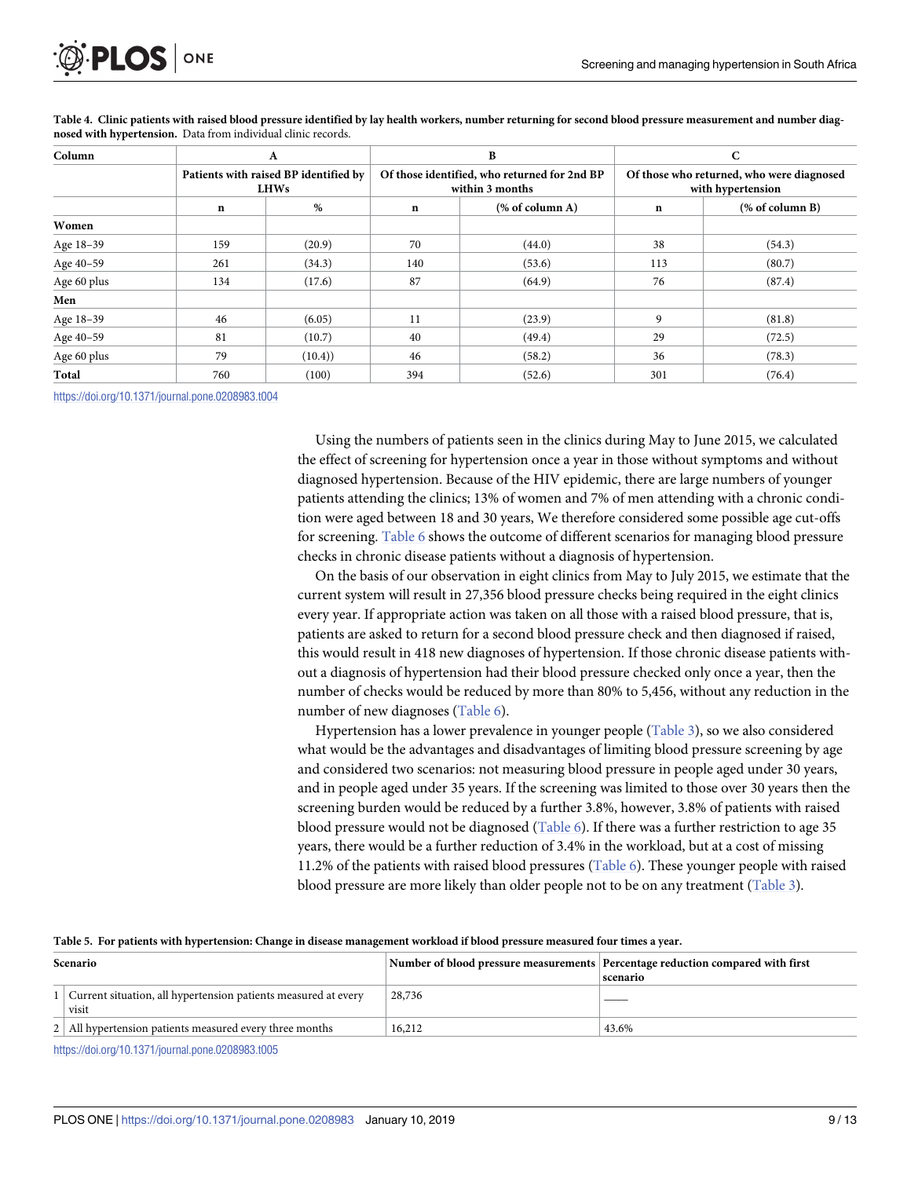**Table 4. Clinic patients with raised blood pressure identified by lay health workers, number returning for second blood pressure measurement and number diagnosed with hypertension.** Data from individual clinic records.

| Column | A | | B | | C | |
|---|---|---|---|---|---|---|
| | Patients with raised BP identified by LHWs | | Of those identified, who returned for 2nd BP within 3 months | | Of those who returned, who were diagnosed with hypertension | |
| | n | % | n | (% of column A) | n | (% of column B) |
| **Women** | | | | | | |
| Age 18–39 | 159 | (20.9) | 70 | (44.0) | 38 | (54.3) |
| Age 40–59 | 261 | (34.3) | 140 | (53.6) | 113 | (80.7) |
| Age 60 plus | 134 | (17.6) | 87 | (64.9) | 76 | (87.4) |
| **Men** | | | | | | |
| Age 18–39 | 46 | (6.05) | 11 | (23.9) | 9 | (81.8) |
| Age 40–59 | 81 | (10.7) | 40 | (49.4) | 29 | (72.5) |
| Age 60 plus | 79 | (10.4)) | 46 | (58.2) | 36 | (78.3) |
| **Total** | 760 | (100) | 394 | (52.6) | 301 | (76.4) |

https://doi.org/10.1371/journal.pone.0208983.t004

Using the numbers of patients seen in the clinics during May to June 2015, we calculated the effect of screening for hypertension once a year in those without symptoms and without diagnosed hypertension. Because of the HIV epidemic, there are large numbers of younger patients attending the clinics; 13% of women and 7% of men attending with a chronic condition were aged between 18 and 30 years, We therefore considered some possible age cut-offs for screening. Table 6 shows the outcome of different scenarios for managing blood pressure checks in chronic disease patients without a diagnosis of hypertension.

On the basis of our observation in eight clinics from May to July 2015, we estimate that the current system will result in 27,356 blood pressure checks being required in the eight clinics every year. If appropriate action was taken on all those with a raised blood pressure, that is, patients are asked to return for a second blood pressure check and then diagnosed if raised, this would result in 418 new diagnoses of hypertension. If those chronic disease patients without a diagnosis of hypertension had their blood pressure checked only once a year, then the number of checks would be reduced by more than 80% to 5,456, without any reduction in the number of new diagnoses (Table 6).

Hypertension has a lower prevalence in younger people (Table 3), so we also considered what would be the advantages and disadvantages of limiting blood pressure screening by age and considered two scenarios: not measuring blood pressure in people aged under 30 years, and in people aged under 35 years. If the screening was limited to those over 30 years then the screening burden would be reduced by a further 3.8%, however, 3.8% of patients with raised blood pressure would not be diagnosed (Table 6). If there was a further restriction to age 35 years, there would be a further reduction of 3.4% in the workload, but at a cost of missing 11.2% of the patients with raised blood pressures (Table 6). These younger people with raised blood pressure are more likely than older people not to be on any treatment (Table 3).

**Table 5. For patients with hypertension: Change in disease management workload if blood pressure measured four times a year.**

| | Scenario | Number of blood pressure measurements | Percentage reduction compared with first scenario |
|---|---|---|---|
| 1 | Current situation, all hypertension patients measured at every visit | 28,736 | —— |
| 2 | All hypertension patients measured every three months | 16,212 | 43.6% |

https://doi.org/10.1371/journal.pone.0208983.t005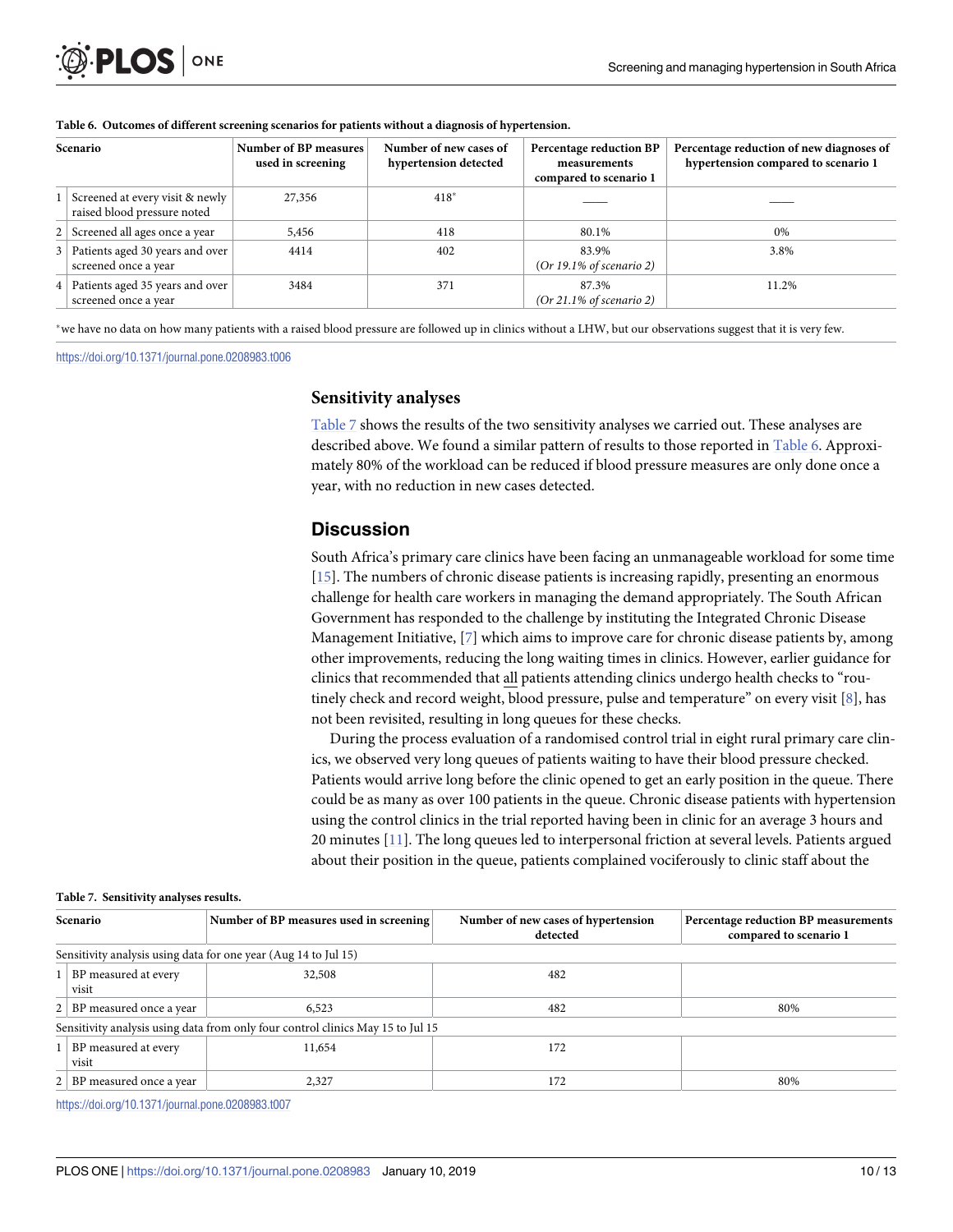**Table 6. Outcomes of different screening scenarios for patients without a diagnosis of hypertension.**

| | Scenario | Number of BP measures used in screening | Number of new cases of hypertension detected | Percentage reduction BP measurements compared to scenario 1 | Percentage reduction of new diagnoses of hypertension compared to scenario 1 |
|---|---|---|---|---|---|
| 1 | Screened at every visit & newly raised blood pressure noted | 27,356 | 418* | —— | —— |
| 2 | Screened all ages once a year | 5,456 | 418 | 80.1% | 0% |
| 3 | Patients aged 30 years and over screened once a year | 4414 | 402 | 83.9% (*Or 19.1% of scenario 2*) | 3.8% |
| 4 | Patients aged 35 years and over screened once a year | 3484 | 371 | 87.3% (*Or 21.1% of scenario 2*) | 11.2% |

*we have no data on how many patients with a raised blood pressure are followed up in clinics without a LHW, but our observations suggest that it is very few.

https://doi.org/10.1371/journal.pone.0208983.t006

### Sensitivity analyses

Table 7 shows the results of the two sensitivity analyses we carried out. These analyses are described above. We found a similar pattern of results to those reported in Table 6. Approximately 80% of the workload can be reduced if blood pressure measures are only done once a year, with no reduction in new cases detected.

## Discussion

South Africa's primary care clinics have been facing an unmanageable workload for some time [15]. The numbers of chronic disease patients is increasing rapidly, presenting an enormous challenge for health care workers in managing the demand appropriately. The South African Government has responded to the challenge by instituting the Integrated Chronic Disease Management Initiative, [7] which aims to improve care for chronic disease patients by, among other improvements, reducing the long waiting times in clinics. However, earlier guidance for clinics that recommended that all patients attending clinics undergo health checks to "routinely check and record weight, blood pressure, pulse and temperature" on every visit [8], has not been revisited, resulting in long queues for these checks.

During the process evaluation of a randomised control trial in eight rural primary care clinics, we observed very long queues of patients waiting to have their blood pressure checked. Patients would arrive long before the clinic opened to get an early position in the queue. There could be as many as over 100 patients in the queue. Chronic disease patients with hypertension using the control clinics in the trial reported having been in clinic for an average 3 hours and 20 minutes [11]. The long queues led to interpersonal friction at several levels. Patients argued about their position in the queue, patients complained vociferously to clinic staff about the

**Table 7. Sensitivity analyses results.**

| | Scenario | Number of BP measures used in screening | Number of new cases of hypertension detected | Percentage reduction BP measurements compared to scenario 1 |
|---|---|---|---|---|
| Sensitivity analysis using data for one year (Aug 14 to Jul 15) | | | | |
| 1 | BP measured at every visit | 32,508 | 482 | |
| 2 | BP measured once a year | 6,523 | 482 | 80% |
| Sensitivity analysis using data from only four control clinics May 15 to Jul 15 | | | | |
| 1 | BP measured at every visit | 11,654 | 172 | |
| 2 | BP measured once a year | 2,327 | 172 | 80% |

https://doi.org/10.1371/journal.pone.0208983.t007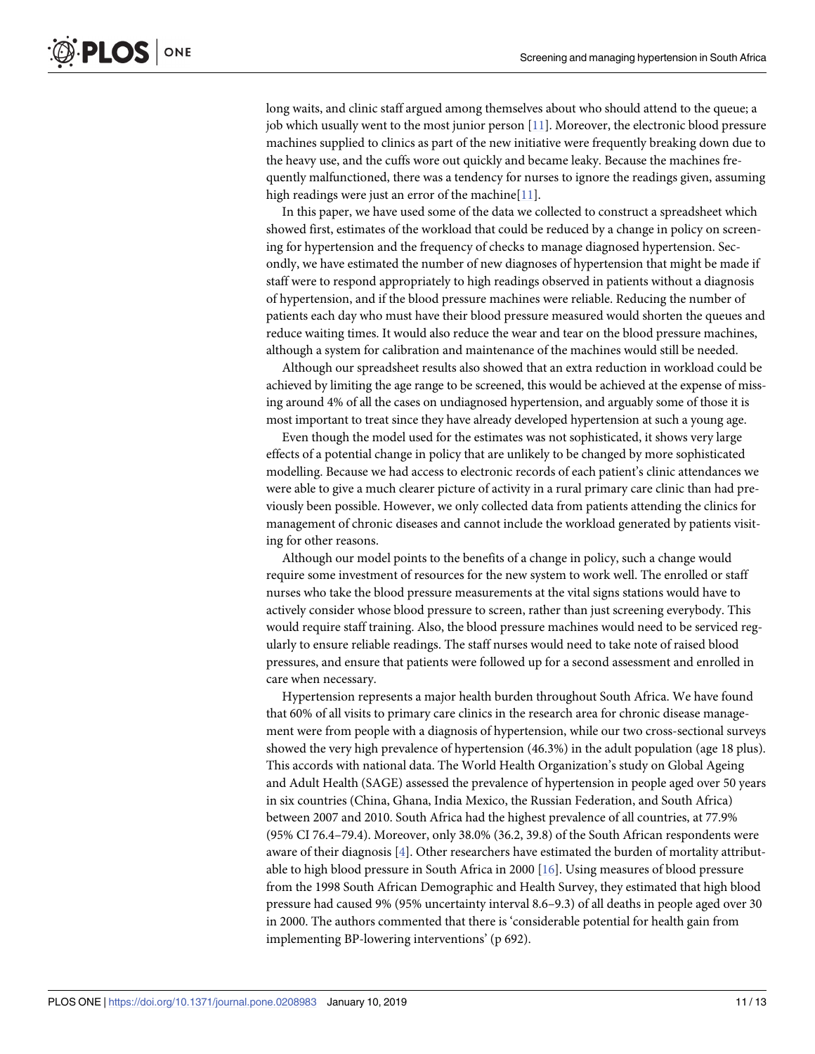long waits, and clinic staff argued among themselves about who should attend to the queue; a job which usually went to the most junior person [11]. Moreover, the electronic blood pressure machines supplied to clinics as part of the new initiative were frequently breaking down due to the heavy use, and the cuffs wore out quickly and became leaky. Because the machines frequently malfunctioned, there was a tendency for nurses to ignore the readings given, assuming high readings were just an error of the machine[11].

In this paper, we have used some of the data we collected to construct a spreadsheet which showed first, estimates of the workload that could be reduced by a change in policy on screening for hypertension and the frequency of checks to manage diagnosed hypertension. Secondly, we have estimated the number of new diagnoses of hypertension that might be made if staff were to respond appropriately to high readings observed in patients without a diagnosis of hypertension, and if the blood pressure machines were reliable. Reducing the number of patients each day who must have their blood pressure measured would shorten the queues and reduce waiting times. It would also reduce the wear and tear on the blood pressure machines, although a system for calibration and maintenance of the machines would still be needed.

Although our spreadsheet results also showed that an extra reduction in workload could be achieved by limiting the age range to be screened, this would be achieved at the expense of missing around 4% of all the cases on undiagnosed hypertension, and arguably some of those it is most important to treat since they have already developed hypertension at such a young age.

Even though the model used for the estimates was not sophisticated, it shows very large effects of a potential change in policy that are unlikely to be changed by more sophisticated modelling. Because we had access to electronic records of each patient's clinic attendances we were able to give a much clearer picture of activity in a rural primary care clinic than had previously been possible. However, we only collected data from patients attending the clinics for management of chronic diseases and cannot include the workload generated by patients visiting for other reasons.

Although our model points to the benefits of a change in policy, such a change would require some investment of resources for the new system to work well. The enrolled or staff nurses who take the blood pressure measurements at the vital signs stations would have to actively consider whose blood pressure to screen, rather than just screening everybody. This would require staff training. Also, the blood pressure machines would need to be serviced regularly to ensure reliable readings. The staff nurses would need to take note of raised blood pressures, and ensure that patients were followed up for a second assessment and enrolled in care when necessary.

Hypertension represents a major health burden throughout South Africa. We have found that 60% of all visits to primary care clinics in the research area for chronic disease management were from people with a diagnosis of hypertension, while our two cross-sectional surveys showed the very high prevalence of hypertension (46.3%) in the adult population (age 18 plus). This accords with national data. The World Health Organization's study on Global Ageing and Adult Health (SAGE) assessed the prevalence of hypertension in people aged over 50 years in six countries (China, Ghana, India Mexico, the Russian Federation, and South Africa) between 2007 and 2010. South Africa had the highest prevalence of all countries, at 77.9% (95% CI 76.4–79.4). Moreover, only 38.0% (36.2, 39.8) of the South African respondents were aware of their diagnosis [4]. Other researchers have estimated the burden of mortality attributable to high blood pressure in South Africa in 2000 [16]. Using measures of blood pressure from the 1998 South African Demographic and Health Survey, they estimated that high blood pressure had caused 9% (95% uncertainty interval 8.6–9.3) of all deaths in people aged over 30 in 2000. The authors commented that there is 'considerable potential for health gain from implementing BP-lowering interventions' (p 692).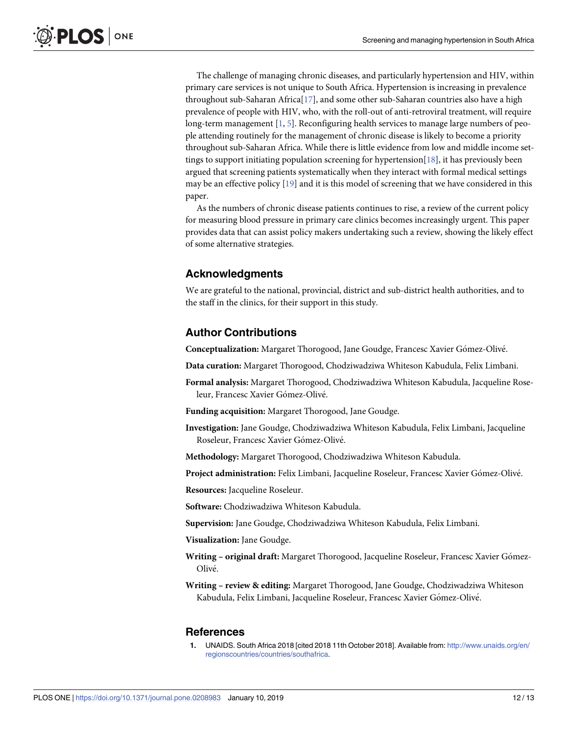The challenge of managing chronic diseases, and particularly hypertension and HIV, within primary care services is not unique to South Africa. Hypertension is increasing in prevalence throughout sub-Saharan Africa[17], and some other sub-Saharan countries also have a high prevalence of people with HIV, who, with the roll-out of anti-retroviral treatment, will require long-term management [1, 5]. Reconfiguring health services to manage large numbers of people attending routinely for the management of chronic disease is likely to become a priority throughout sub-Saharan Africa. While there is little evidence from low and middle income settings to support initiating population screening for hypertension[18], it has previously been argued that screening patients systematically when they interact with formal medical settings may be an effective policy [19] and it is this model of screening that we have considered in this paper.

As the numbers of chronic disease patients continues to rise, a review of the current policy for measuring blood pressure in primary care clinics becomes increasingly urgent. This paper provides data that can assist policy makers undertaking such a review, showing the likely effect of some alternative strategies.

## Acknowledgments

We are grateful to the national, provincial, district and sub-district health authorities, and to the staff in the clinics, for their support in this study.

## Author Contributions

**Conceptualization:** Margaret Thorogood, Jane Goudge, Francesc Xavier Gómez-Olivé.

**Data curation:** Margaret Thorogood, Chodziwadziwa Whiteson Kabudula, Felix Limbani.

**Formal analysis:** Margaret Thorogood, Chodziwadziwa Whiteson Kabudula, Jacqueline Roseleur, Francesc Xavier Gómez-Olivé.

**Funding acquisition:** Margaret Thorogood, Jane Goudge.

**Investigation:** Jane Goudge, Chodziwadziwa Whiteson Kabudula, Felix Limbani, Jacqueline Roseleur, Francesc Xavier Gómez-Olivé.

**Methodology:** Margaret Thorogood, Chodziwadziwa Whiteson Kabudula.

**Project administration:** Felix Limbani, Jacqueline Roseleur, Francesc Xavier Gómez-Olivé.

**Resources:** Jacqueline Roseleur.

**Software:** Chodziwadziwa Whiteson Kabudula.

**Supervision:** Jane Goudge, Chodziwadziwa Whiteson Kabudula, Felix Limbani.

**Visualization:** Jane Goudge.

**Writing – original draft:** Margaret Thorogood, Jacqueline Roseleur, Francesc Xavier Gómez-Olivé.

**Writing – review & editing:** Margaret Thorogood, Jane Goudge, Chodziwadziwa Whiteson Kabudula, Felix Limbani, Jacqueline Roseleur, Francesc Xavier Gómez-Olivé.

## References

1. UNAIDS. South Africa 2018 [cited 2018 11th October 2018]. Available from: http://www.unaids.org/en/regionscountries/countries/southafrica.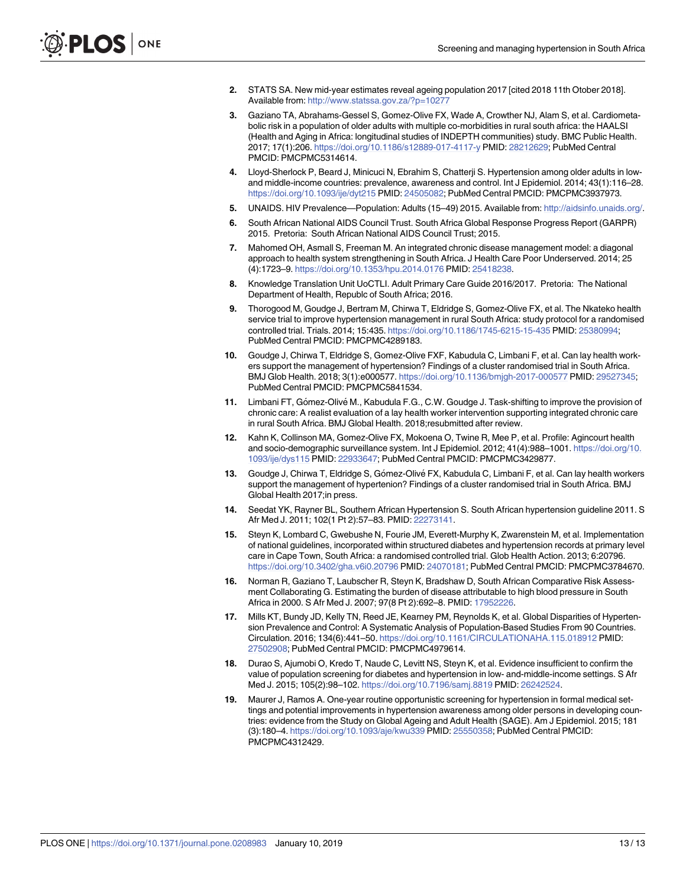2. STATS SA. New mid-year estimates reveal ageing population 2017 [cited 2018 11th Otober 2018]. Available from: http://www.statssa.gov.za/?p=10277
3. Gaziano TA, Abrahams-Gessel S, Gomez-Olive FX, Wade A, Crowther NJ, Alam S, et al. Cardiometabolic risk in a population of older adults with multiple co-morbidities in rural south africa: the HAALSI (Health and Aging in Africa: longitudinal studies of INDEPTH communities) study. BMC Public Health. 2017; 17(1):206. https://doi.org/10.1186/s12889-017-4117-y PMID: 28212629; PubMed Central PMCID: PMCPMC5314614.
4. Lloyd-Sherlock P, Beard J, Minicuci N, Ebrahim S, Chatterji S. Hypertension among older adults in low- and middle-income countries: prevalence, awareness and control. Int J Epidemiol. 2014; 43(1):116–28. https://doi.org/10.1093/ije/dyt215 PMID: 24505082; PubMed Central PMCID: PMCPMC3937973.
5. UNAIDS. HIV Prevalence—Population: Adults (15–49) 2015. Available from: http://aidsinfo.unaids.org/.
6. South African National AIDS Council Trust. South Africa Global Response Progress Report (GARPR) 2015. Pretoria: South African National AIDS Council Trust; 2015.
7. Mahomed OH, Asmall S, Freeman M. An integrated chronic disease management model: a diagonal approach to health system strengthening in South Africa. J Health Care Poor Underserved. 2014; 25 (4):1723–9. https://doi.org/10.1353/hpu.2014.0176 PMID: 25418238.
8. Knowledge Translation Unit UoCTLI. Adult Primary Care Guide 2016/2017. Pretoria: The National Department of Health, Republc of South Africa; 2016.
9. Thorogood M, Goudge J, Bertram M, Chirwa T, Eldridge S, Gomez-Olive FX, et al. The Nkateko health service trial to improve hypertension management in rural South Africa: study protocol for a randomised controlled trial. Trials. 2014; 15:435. https://doi.org/10.1186/1745-6215-15-435 PMID: 25380994; PubMed Central PMCID: PMCPMC4289183.
10. Goudge J, Chirwa T, Eldridge S, Gomez-Olive FXF, Kabudula C, Limbani F, et al. Can lay health workers support the management of hypertension? Findings of a cluster randomised trial in South Africa. BMJ Glob Health. 2018; 3(1):e000577. https://doi.org/10.1136/bmjgh-2017-000577 PMID: 29527345; PubMed Central PMCID: PMCPMC5841534.
11. Limbani FT, Gómez-Olivé M., Kabudula F.G., C.W. Goudge J. Task-shifting to improve the provision of chronic care: A realist evaluation of a lay health worker intervention supporting integrated chronic care in rural South Africa. BMJ Global Health. 2018;resubmitted after review.
12. Kahn K, Collinson MA, Gomez-Olive FX, Mokoena O, Twine R, Mee P, et al. Profile: Agincourt health and socio-demographic surveillance system. Int J Epidemiol. 2012; 41(4):988–1001. https://doi.org/10.1093/ije/dys115 PMID: 22933647; PubMed Central PMCID: PMCPMC3429877.
13. Goudge J, Chirwa T, Eldridge S, Gómez-Olivé FX, Kabudula C, Limbani F, et al. Can lay health workers support the management of hypertenion? Findings of a cluster randomised trial in South Africa. BMJ Global Health 2017;in press.
14. Seedat YK, Rayner BL, Southern African Hypertension S. South African hypertension guideline 2011. S Afr Med J. 2011; 102(1 Pt 2):57–83. PMID: 22273141.
15. Steyn K, Lombard C, Gwebushe N, Fourie JM, Everett-Murphy K, Zwarenstein M, et al. Implementation of national guidelines, incorporated within structured diabetes and hypertension records at primary level care in Cape Town, South Africa: a randomised controlled trial. Glob Health Action. 2013; 6:20796. https://doi.org/10.3402/gha.v6i0.20796 PMID: 24070181; PubMed Central PMCID: PMCPMC3784670.
16. Norman R, Gaziano T, Laubscher R, Steyn K, Bradshaw D, South African Comparative Risk Assessment Collaborating G. Estimating the burden of disease attributable to high blood pressure in South Africa in 2000. S Afr Med J. 2007; 97(8 Pt 2):692–8. PMID: 17952226.
17. Mills KT, Bundy JD, Kelly TN, Reed JE, Kearney PM, Reynolds K, et al. Global Disparities of Hypertension Prevalence and Control: A Systematic Analysis of Population-Based Studies From 90 Countries. Circulation. 2016; 134(6):441–50. https://doi.org/10.1161/CIRCULATIONAHA.115.018912 PMID: 27502908; PubMed Central PMCID: PMCPMC4979614.
18. Durao S, Ajumobi O, Kredo T, Naude C, Levitt NS, Steyn K, et al. Evidence insufficient to confirm the value of population screening for diabetes and hypertension in low- and-middle-income settings. S Afr Med J. 2015; 105(2):98–102. https://doi.org/10.7196/samj.8819 PMID: 26242524.
19. Maurer J, Ramos A. One-year routine opportunistic screening for hypertension in formal medical settings and potential improvements in hypertension awareness among older persons in developing countries: evidence from the Study on Global Ageing and Adult Health (SAGE). Am J Epidemiol. 2015; 181 (3):180–4. https://doi.org/10.1093/aje/kwu339 PMID: 25550358; PubMed Central PMCID: PMCPMC4312429.